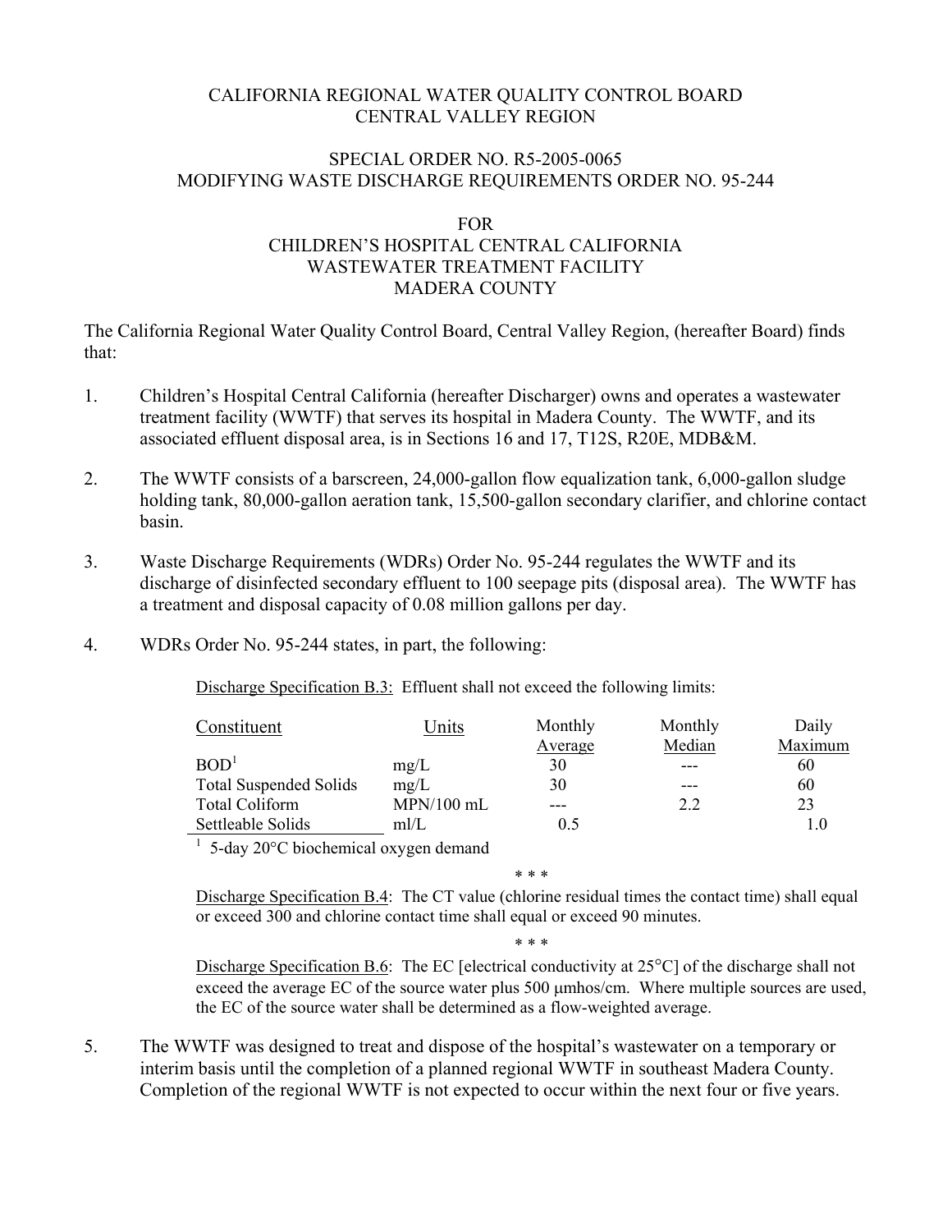CALIFORNIA REGIONAL WATER QUALITY CONTROL BOARD
CENTRAL VALLEY REGION

SPECIAL ORDER NO. R5-2005-0065
MODIFYING WASTE DISCHARGE REQUIREMENTS ORDER NO. 95-244

FOR
CHILDREN'S HOSPITAL CENTRAL CALIFORNIA
WASTEWATER TREATMENT FACILITY
MADERA COUNTY

The California Regional Water Quality Control Board, Central Valley Region, (hereafter Board) finds that:

1. Children's Hospital Central California (hereafter Discharger) owns and operates a wastewater treatment facility (WWTF) that serves its hospital in Madera County. The WWTF, and its associated effluent disposal area, is in Sections 16 and 17, T12S, R20E, MDB&M.

2. The WWTF consists of a barscreen, 24,000-gallon flow equalization tank, 6,000-gallon sludge holding tank, 80,000-gallon aeration tank, 15,500-gallon secondary clarifier, and chlorine contact basin.

3. Waste Discharge Requirements (WDRs) Order No. 95-244 regulates the WWTF and its discharge of disinfected secondary effluent to 100 seepage pits (disposal area). The WWTF has a treatment and disposal capacity of 0.08 million gallons per day.

4. WDRs Order No. 95-244 states, in part, the following:

   Discharge Specification B.3: Effluent shall not exceed the following limits:

   | Constituent | Units | Monthly Average | Monthly Median | Daily Maximum |
   |---|---|---|---|---|
   | BOD[1] | mg/L | 30 | --- | 60 |
   | Total Suspended Solids | mg/L | 30 | --- | 60 |
   | Total Coliform | MPN/100 mL | --- | 2.2 | 23 |
   | Settleable Solids | ml/L | 0.5 | | 1.0 |

   [1] 5-day 20°C biochemical oxygen demand

   \* \* \*

   Discharge Specification B.4: The CT value (chlorine residual times the contact time) shall equal or exceed 300 and chlorine contact time shall equal or exceed 90 minutes.

   \* \* \*

   Discharge Specification B.6: The EC [electrical conductivity at 25°C] of the discharge shall not exceed the average EC of the source water plus 500 μmhos/cm. Where multiple sources are used, the EC of the source water shall be determined as a flow-weighted average.

5. The WWTF was designed to treat and dispose of the hospital's wastewater on a temporary or interim basis until the completion of a planned regional WWTF in southeast Madera County. Completion of the regional WWTF is not expected to occur within the next four or five years.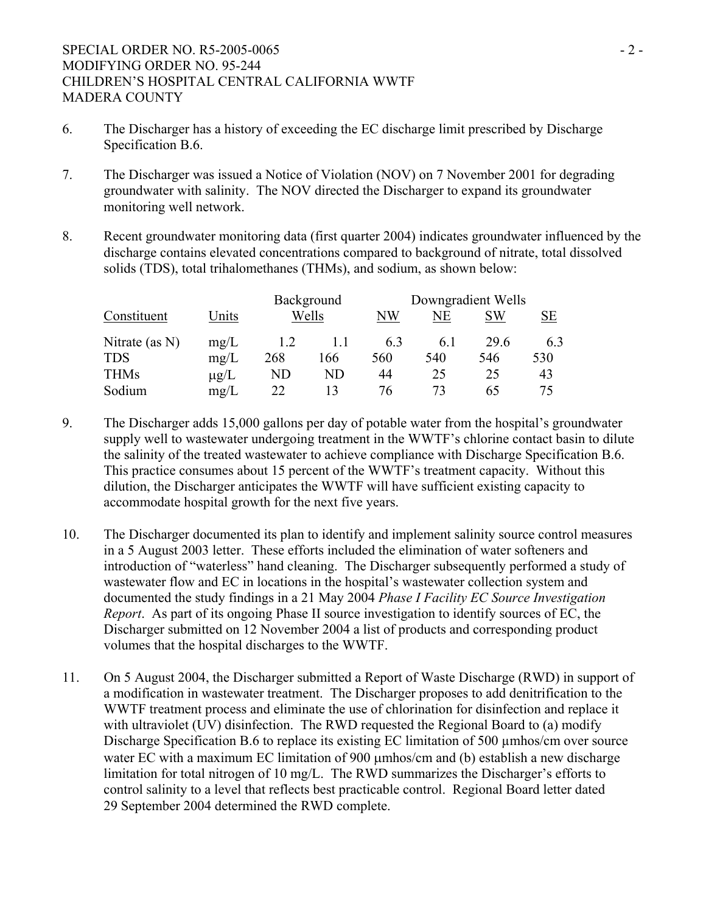6. The Discharger has a history of exceeding the EC discharge limit prescribed by Discharge Specification B.6.

7. The Discharger was issued a Notice of Violation (NOV) on 7 November 2001 for degrading groundwater with salinity. The NOV directed the Discharger to expand its groundwater monitoring well network.

8. Recent groundwater monitoring data (first quarter 2004) indicates groundwater influenced by the discharge contains elevated concentrations compared to background of nitrate, total dissolved solids (TDS), total trihalomethanes (THMs), and sodium, as shown below:

| Constituent | Units | Background Wells | | Downgradient Wells | | | |
|---|---|---|---|---|---|---|---|
| | | | | NW | NE | SW | SE |
| Nitrate (as N) | mg/L | 1.2 | 1.1 | 6.3 | 6.1 | 29.6 | 6.3 |
| TDS | mg/L | 268 | 166 | 560 | 540 | 546 | 530 |
| THMs | μg/L | ND | ND | 44 | 25 | 25 | 43 |
| Sodium | mg/L | 22 | 13 | 76 | 73 | 65 | 75 |

9. The Discharger adds 15,000 gallons per day of potable water from the hospital's groundwater supply well to wastewater undergoing treatment in the WWTF's chlorine contact basin to dilute the salinity of the treated wastewater to achieve compliance with Discharge Specification B.6. This practice consumes about 15 percent of the WWTF's treatment capacity. Without this dilution, the Discharger anticipates the WWTF will have sufficient existing capacity to accommodate hospital growth for the next five years.

10. The Discharger documented its plan to identify and implement salinity source control measures in a 5 August 2003 letter. These efforts included the elimination of water softeners and introduction of "waterless" hand cleaning. The Discharger subsequently performed a study of wastewater flow and EC in locations in the hospital's wastewater collection system and documented the study findings in a 21 May 2004 *Phase I Facility EC Source Investigation Report*. As part of its ongoing Phase II source investigation to identify sources of EC, the Discharger submitted on 12 November 2004 a list of products and corresponding product volumes that the hospital discharges to the WWTF.

11. On 5 August 2004, the Discharger submitted a Report of Waste Discharge (RWD) in support of a modification in wastewater treatment. The Discharger proposes to add denitrification to the WWTF treatment process and eliminate the use of chlorination for disinfection and replace it with ultraviolet (UV) disinfection. The RWD requested the Regional Board to (a) modify Discharge Specification B.6 to replace its existing EC limitation of 500 μmhos/cm over source water EC with a maximum EC limitation of 900 μmhos/cm and (b) establish a new discharge limitation for total nitrogen of 10 mg/L. The RWD summarizes the Discharger's efforts to control salinity to a level that reflects best practicable control. Regional Board letter dated 29 September 2004 determined the RWD complete.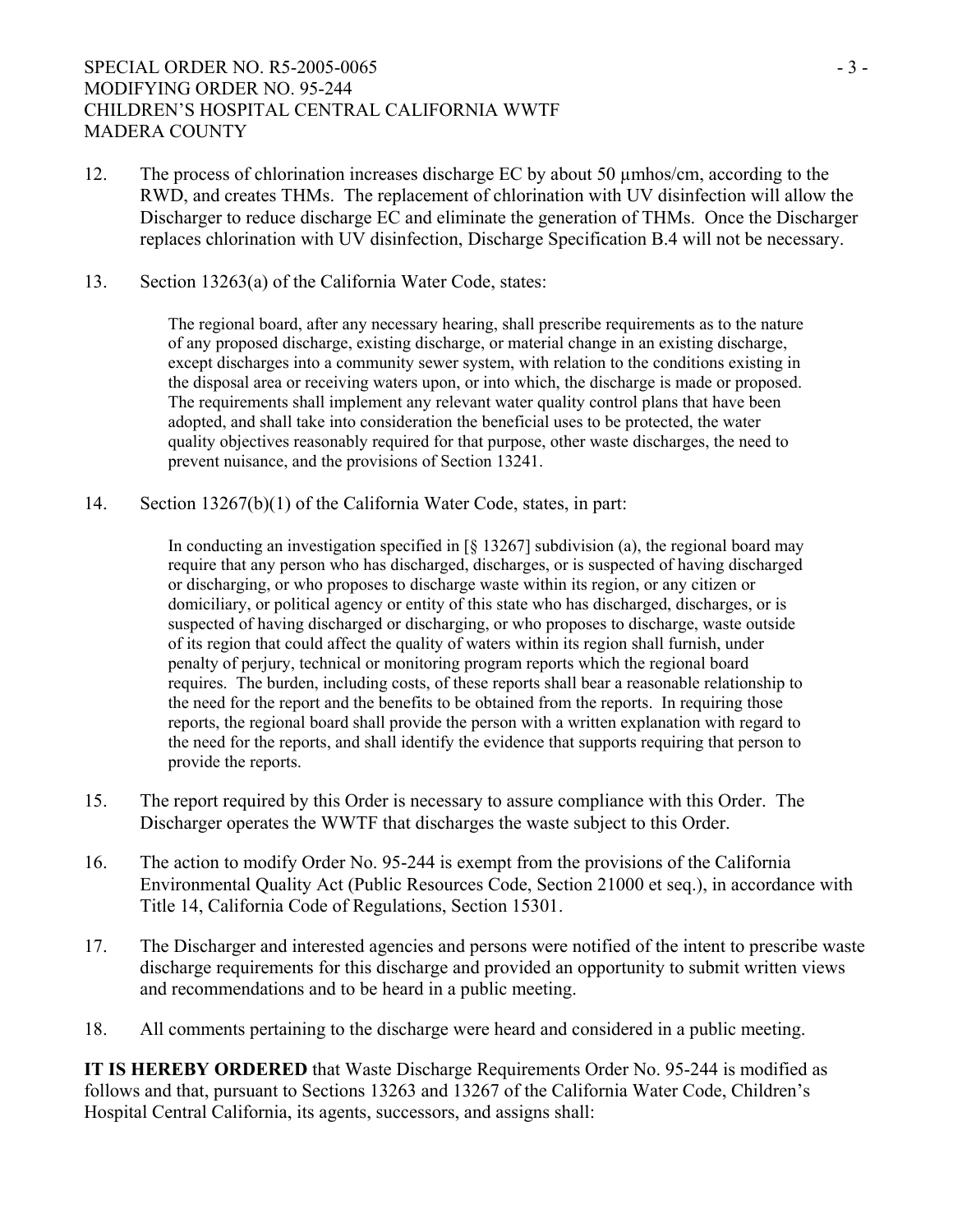12. The process of chlorination increases discharge EC by about 50 μmhos/cm, according to the RWD, and creates THMs. The replacement of chlorination with UV disinfection will allow the Discharger to reduce discharge EC and eliminate the generation of THMs. Once the Discharger replaces chlorination with UV disinfection, Discharge Specification B.4 will not be necessary.

13. Section 13263(a) of the California Water Code, states:

    > The regional board, after any necessary hearing, shall prescribe requirements as to the nature of any proposed discharge, existing discharge, or material change in an existing discharge, except discharges into a community sewer system, with relation to the conditions existing in the disposal area or receiving waters upon, or into which, the discharge is made or proposed. The requirements shall implement any relevant water quality control plans that have been adopted, and shall take into consideration the beneficial uses to be protected, the water quality objectives reasonably required for that purpose, other waste discharges, the need to prevent nuisance, and the provisions of Section 13241.

14. Section 13267(b)(1) of the California Water Code, states, in part:

    > In conducting an investigation specified in [§ 13267] subdivision (a), the regional board may require that any person who has discharged, discharges, or is suspected of having discharged or discharging, or who proposes to discharge waste within its region, or any citizen or domiciliary, or political agency or entity of this state who has discharged, discharges, or is suspected of having discharged or discharging, or who proposes to discharge, waste outside of its region that could affect the quality of waters within its region shall furnish, under penalty of perjury, technical or monitoring program reports which the regional board requires. The burden, including costs, of these reports shall bear a reasonable relationship to the need for the report and the benefits to be obtained from the reports. In requiring those reports, the regional board shall provide the person with a written explanation with regard to the need for the reports, and shall identify the evidence that supports requiring that person to provide the reports.

15. The report required by this Order is necessary to assure compliance with this Order. The Discharger operates the WWTF that discharges the waste subject to this Order.

16. The action to modify Order No. 95-244 is exempt from the provisions of the California Environmental Quality Act (Public Resources Code, Section 21000 et seq.), in accordance with Title 14, California Code of Regulations, Section 15301.

17. The Discharger and interested agencies and persons were notified of the intent to prescribe waste discharge requirements for this discharge and provided an opportunity to submit written views and recommendations and to be heard in a public meeting.

18. All comments pertaining to the discharge were heard and considered in a public meeting.

**IT IS HEREBY ORDERED** that Waste Discharge Requirements Order No. 95-244 is modified as follows and that, pursuant to Sections 13263 and 13267 of the California Water Code, Children's Hospital Central California, its agents, successors, and assigns shall: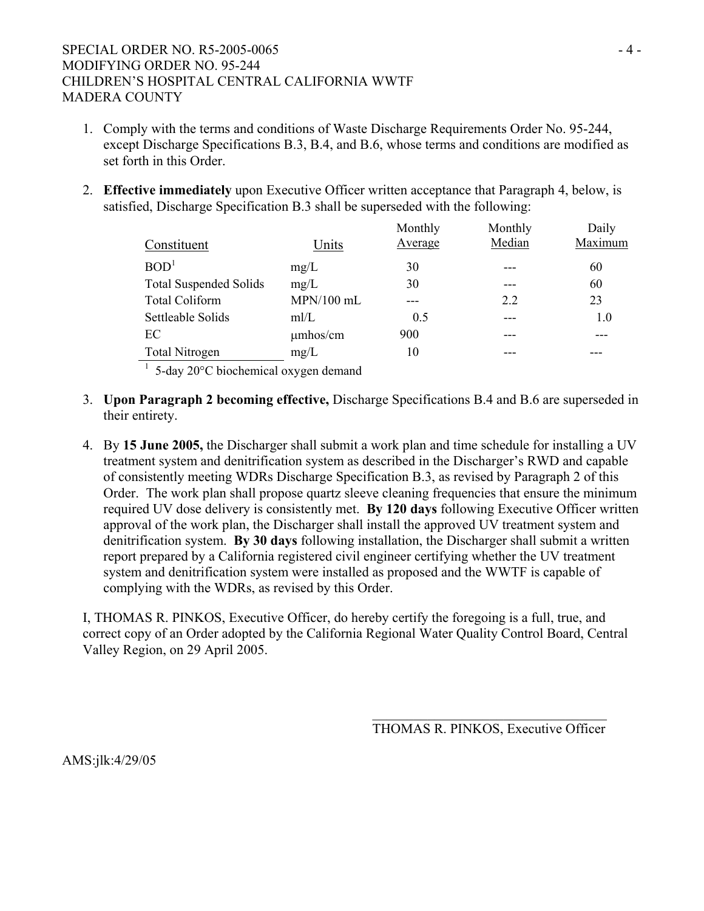1. Comply with the terms and conditions of Waste Discharge Requirements Order No. 95-244, except Discharge Specifications B.3, B.4, and B.6, whose terms and conditions are modified as set forth in this Order.

2. **Effective immediately** upon Executive Officer written acceptance that Paragraph 4, below, is satisfied, Discharge Specification B.3 shall be superseded with the following:

| Constituent | Units | Monthly Average | Monthly Median | Daily Maximum |
|---|---|---|---|---|
| BOD[1] | mg/L | 30 | --- | 60 |
| Total Suspended Solids | mg/L | 30 | --- | 60 |
| Total Coliform | MPN/100 mL | --- | 2.2 | 23 |
| Settleable Solids | ml/L | 0.5 | --- | 1.0 |
| EC | μmhos/cm | 900 | --- | --- |
| Total Nitrogen | mg/L | 10 | --- | --- |

[1] 5-day 20°C biochemical oxygen demand

3. **Upon Paragraph 2 becoming effective,** Discharge Specifications B.4 and B.6 are superseded in their entirety.

4. By **15 June 2005,** the Discharger shall submit a work plan and time schedule for installing a UV treatment system and denitrification system as described in the Discharger's RWD and capable of consistently meeting WDRs Discharge Specification B.3, as revised by Paragraph 2 of this Order. The work plan shall propose quartz sleeve cleaning frequencies that ensure the minimum required UV dose delivery is consistently met. **By 120 days** following Executive Officer written approval of the work plan, the Discharger shall install the approved UV treatment system and denitrification system. **By 30 days** following installation, the Discharger shall submit a written report prepared by a California registered civil engineer certifying whether the UV treatment system and denitrification system were installed as proposed and the WWTF is capable of complying with the WDRs, as revised by this Order.

I, THOMAS R. PINKOS, Executive Officer, do hereby certify the foregoing is a full, true, and correct copy of an Order adopted by the California Regional Water Quality Control Board, Central Valley Region, on 29 April 2005.

THOMAS R. PINKOS, Executive Officer

AMS:jlk:4/29/05